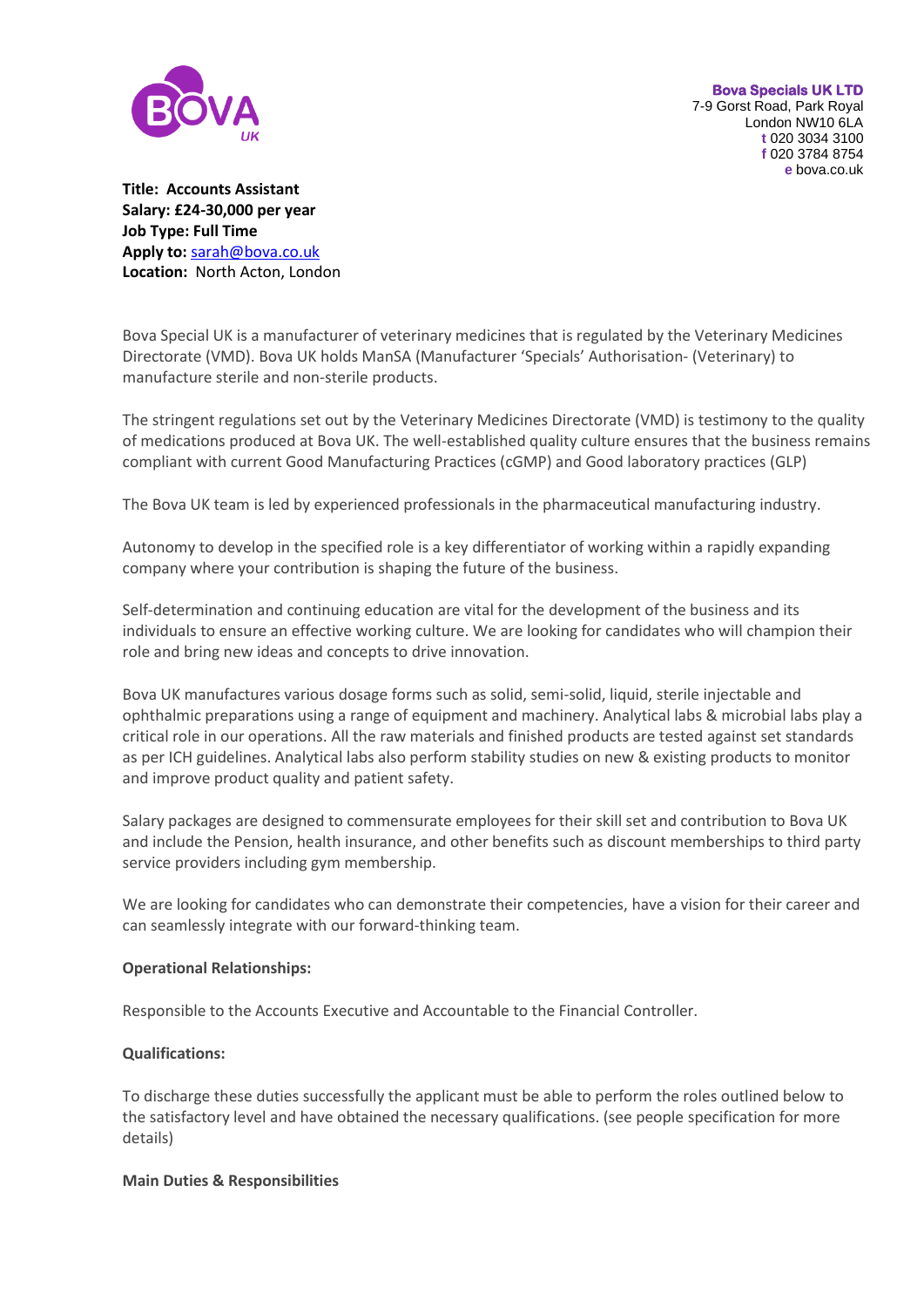**Bova Specials UK LTD**
7-9 Gorst Road, Park Royal
London NW10 6LA
t 020 3034 3100
f 020 3784 8754
e bova.co.uk

**Title: Accounts Assistant**
**Salary: £24-30,000 per year**
**Job Type: Full Time**
**Apply to:** sarah@bova.co.uk
**Location:** North Acton, London

Bova Special UK is a manufacturer of veterinary medicines that is regulated by the Veterinary Medicines Directorate (VMD). Bova UK holds ManSA (Manufacturer 'Specials' Authorisation- (Veterinary) to manufacture sterile and non-sterile products.

The stringent regulations set out by the Veterinary Medicines Directorate (VMD) is testimony to the quality of medications produced at Bova UK. The well-established quality culture ensures that the business remains compliant with current Good Manufacturing Practices (cGMP) and Good laboratory practices (GLP)

The Bova UK team is led by experienced professionals in the pharmaceutical manufacturing industry.

Autonomy to develop in the specified role is a key differentiator of working within a rapidly expanding company where your contribution is shaping the future of the business.

Self-determination and continuing education are vital for the development of the business and its individuals to ensure an effective working culture. We are looking for candidates who will champion their role and bring new ideas and concepts to drive innovation.

Bova UK manufactures various dosage forms such as solid, semi-solid, liquid, sterile injectable and ophthalmic preparations using a range of equipment and machinery. Analytical labs & microbial labs play a critical role in our operations. All the raw materials and finished products are tested against set standards as per ICH guidelines. Analytical labs also perform stability studies on new & existing products to monitor and improve product quality and patient safety.

Salary packages are designed to commensurate employees for their skill set and contribution to Bova UK and include the Pension, health insurance, and other benefits such as discount memberships to third party service providers including gym membership.

We are looking for candidates who can demonstrate their competencies, have a vision for their career and can seamlessly integrate with our forward-thinking team.

**Operational Relationships:**

Responsible to the Accounts Executive and Accountable to the Financial Controller.

**Qualifications:**

To discharge these duties successfully the applicant must be able to perform the roles outlined below to the satisfactory level and have obtained the necessary qualifications. (see people specification for more details)

**Main Duties & Responsibilities**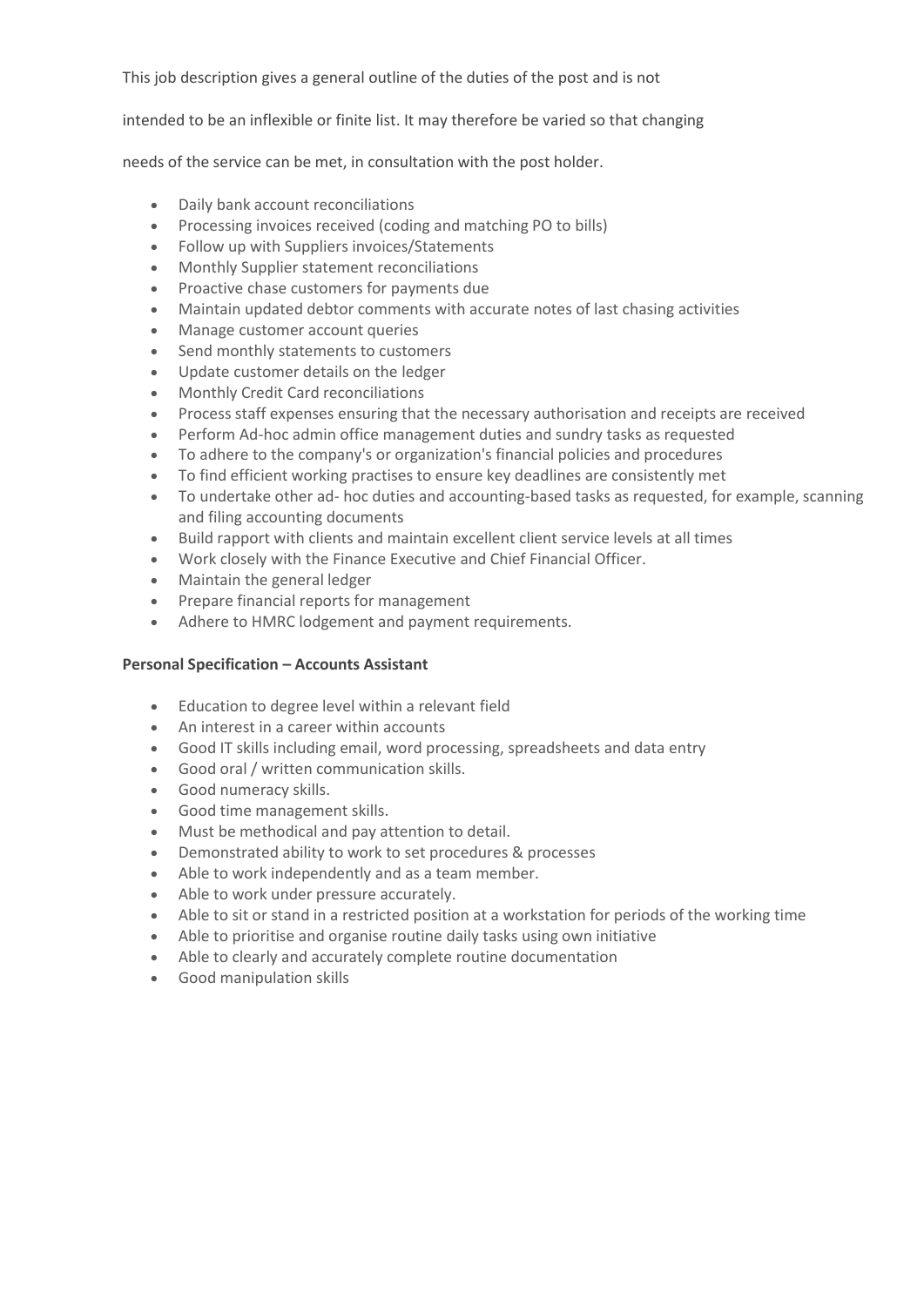This job description gives a general outline of the duties of the post and is not

intended to be an inflexible or finite list. It may therefore be varied so that changing

needs of the service can be met, in consultation with the post holder.

- Daily bank account reconciliations
- Processing invoices received (coding and matching PO to bills)
- Follow up with Suppliers invoices/Statements
- Monthly Supplier statement reconciliations
- Proactive chase customers for payments due
- Maintain updated debtor comments with accurate notes of last chasing activities
- Manage customer account queries
- Send monthly statements to customers
- Update customer details on the ledger
- Monthly Credit Card reconciliations
- Process staff expenses ensuring that the necessary authorisation and receipts are received
- Perform Ad-hoc admin office management duties and sundry tasks as requested
- To adhere to the company's or organization's financial policies and procedures
- To find efficient working practises to ensure key deadlines are consistently met
- To undertake other ad- hoc duties and accounting-based tasks as requested, for example, scanning and filing accounting documents
- Build rapport with clients and maintain excellent client service levels at all times
- Work closely with the Finance Executive and Chief Financial Officer.
- Maintain the general ledger
- Prepare financial reports for management
- Adhere to HMRC lodgement and payment requirements.

**Personal Specification – Accounts Assistant**

- Education to degree level within a relevant field
- An interest in a career within accounts
- Good IT skills including email, word processing, spreadsheets and data entry
- Good oral / written communication skills.
- Good numeracy skills.
- Good time management skills.
- Must be methodical and pay attention to detail.
- Demonstrated ability to work to set procedures & processes
- Able to work independently and as a team member.
- Able to work under pressure accurately.
- Able to sit or stand in a restricted position at a workstation for periods of the working time
- Able to prioritise and organise routine daily tasks using own initiative
- Able to clearly and accurately complete routine documentation
- Good manipulation skills